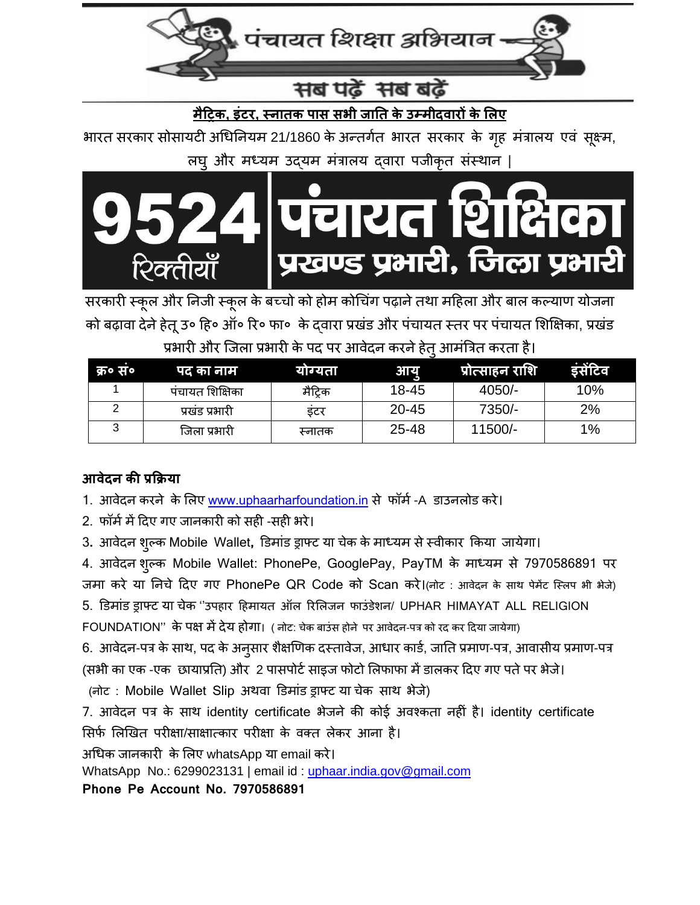# पंचायत शिक्षा अभियान

## सब पढ़ें सब बढ़ें

**मैट्रिक, इंटर, स्नातक पास सभी जाति के उम्मीदवारों के लिए**

भारत सरकार सोसायटी अधिनियम 21/1860 के अन्तर्गत भारत सरकार के गृह मंत्रालय एवं सूक्ष्म, लघु और मध्यम उद्यम मंत्रालय द्वारा पजीकृत संस्थान |

# 9524 रिक्तीयाँ पंचायत शिक्षिका

## प्रखण्ड प्रभारी, जिला प्रभारी

सरकारी स्कूल और निजी स्कूल के बच्चो को होम कोचिंग पढ़ाने तथा महिला और बाल कल्याण योजना को बढ़ावा देने हेतू उ० हि० ऑ० रि० फा० के द्वारा प्रखंड और पंचायत स्तर पर पंचायत शिक्षिका, प्रखंड प्रभारी और जिला प्रभारी के पद पर आवेदन करने हेतु आमंत्रित करता है।

| क्र० सं० | पद का नाम | योग्यता | आयु | प्रोत्साहन राशि | इंसेंटिव |
|---|---|---|---|---|---|
| 1 | पंचायत शिक्षिका | मैट्रिक | 18-45 | 4050/- | 10% |
| 2 | प्रखंड प्रभारी | इंटर | 20-45 | 7350/- | 2% |
| 3 | जिला प्रभारी | स्नातक | 25-48 | 11500/- | 1% |

**आवेदन की प्रक्रिया**

1. आवेदन करने के लिए www.uphaarharfoundation.in से फॉर्म -A डाउनलोड करे।
2. फॉर्म में दिए गए जानकारी को सही -सही भरे।
3. आवेदन शुल्क Mobile Wallet, डिमांड ड्राफ्ट या चेक के माध्यम से स्वीकार किया जायेगा।
4. आवेदन शुल्क Mobile Wallet: PhonePe, GooglePay, PayTM के माध्यम से 7970586891 पर जमा करे या निचे दिए गए PhonePe QR Code को Scan करे।(नोट : आवेदन के साथ पेमेंट स्लिप भी भेजे)
5. डिमांड ड्राफ्ट या चेक "उपहार हिमायत ऑल रिलिजन फाउंडेशन/ UPHAR HIMAYAT ALL RELIGION FOUNDATION" के पक्ष में देय होगा। ( नोट: चेक बाउंस होने पर आवेदन-पत्र को रद कर दिया जायेगा)
6. आवेदन-पत्र के साथ, पद के अनुसार शैक्षणिक दस्तावेज, आधार कार्ड, जाति प्रमाण-पत्र, आवासीय प्रमाण-पत्र (सभी का एक -एक छायाप्रति) और 2 पासपोर्ट साइज फोटो लिफाफा में डालकर दिए गए पते पर भेजे।
   (नोट : Mobile Wallet Slip अथवा डिमांड ड्राफ्ट या चेक साथ भेजे)
7. आवेदन पत्र के साथ identity certificate भेजने की कोई अवश्कता नहीं है। identity certificate सिर्फ लिखित परीक्षा/साक्षात्कार परीक्षा के वक्त लेकर आना है।

अधिक जानकारी के लिए whatsApp या email करे।
WhatsApp No.: 6299023131 | email id : uphaar.india.gov@gmail.com
**Phone Pe Account No. 7970586891**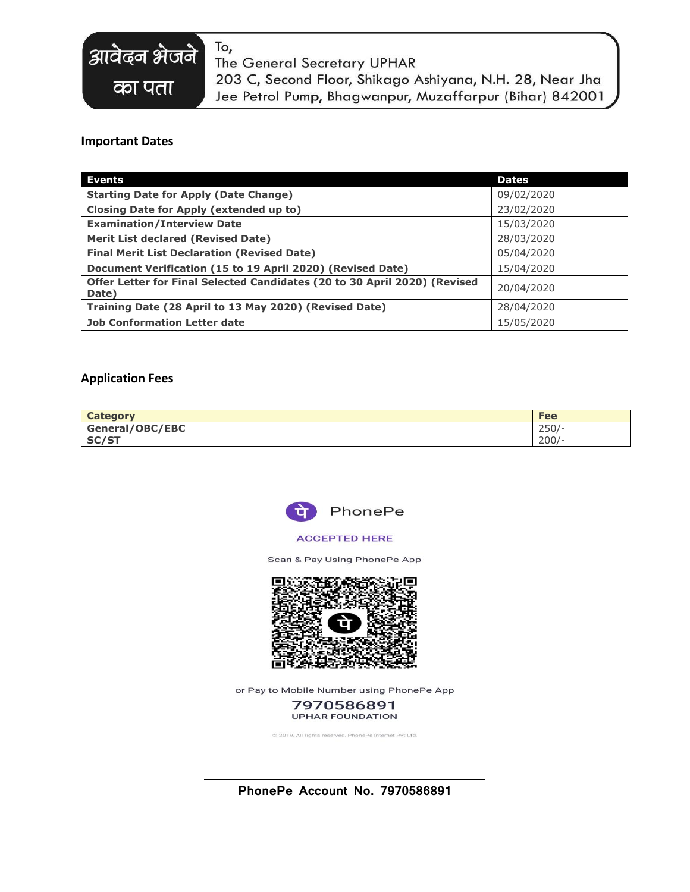आवेदन भेजने का पता

To,
The General Secretary UPHAR
203 C, Second Floor, Shikago Ashiyana, N.H. 28, Near Jha Jee Petrol Pump, Bhagwanpur, Muzaffarpur (Bihar) 842001

## Important Dates

| Events | Dates |
|---|---|
| Starting Date for Apply (Date Change) | 09/02/2020 |
| Closing Date for Apply (extended up to) | 23/02/2020 |
| Examination/Interview Date | 15/03/2020 |
| Merit List declared (Revised Date) | 28/03/2020 |
| Final Merit List Declaration (Revised Date) | 05/04/2020 |
| Document Verification (15 to 19 April 2020) (Revised Date) | 15/04/2020 |
| Offer Letter for Final Selected Candidates (20 to 30 April 2020) (Revised Date) | 20/04/2020 |
| Training Date (28 April to 13 May 2020) (Revised Date) | 28/04/2020 |
| Job Conformation Letter date | 15/05/2020 |

## Application Fees

| Category | Fee |
|---|---|
| General/OBC/EBC | 250/- |
| SC/ST | 200/- |

पे PhonePe

ACCEPTED HERE

Scan & Pay Using PhonePe App

or Pay to Mobile Number using PhonePe App

7970586891
UPHAR FOUNDATION

© 2019, All rights reserved, PhonePe Internet Pvt Ltd.

**PhonePe Account No. 7970586891**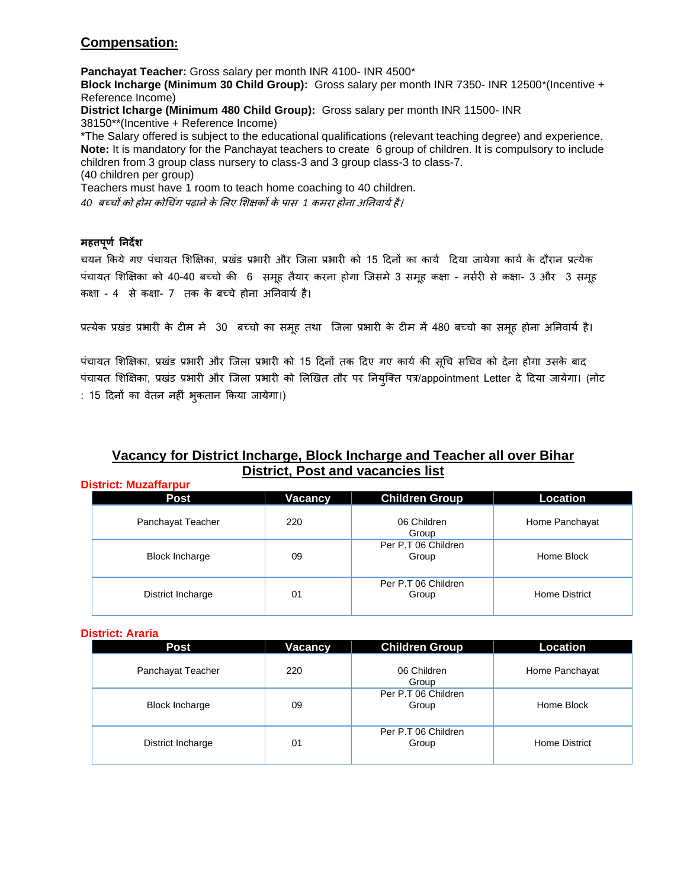## Compensation:

**Panchayat Teacher:** Gross salary per month INR 4100- INR 4500*
**Block Incharge (Minimum 30 Child Group):** Gross salary per month INR 7350- INR 12500*(Incentive + Reference Income)
**District Icharge (Minimum 480 Child Group):** Gross salary per month INR 11500- INR 38150**(Incentive + Reference Income)
*The Salary offered is subject to the educational qualifications (relevant teaching degree) and experience.
**Note:** It is mandatory for the Panchayat teachers to create 6 group of children. It is compulsory to include children from 3 group class nursery to class-3 and 3 group class-3 to class-7.
(40 children per group)
Teachers must have 1 room to teach home coaching to 40 children.
*40 बच्चों को होम कोचिंग पढ़ाने के लिए शिक्षकों के पास 1 कमरा होना अनिवार्य है।*

**महत्तपूर्ण निर्देश**

चयन किये गए पंचायत शिक्षिका, प्रखंड प्रभारी और जिला प्रभारी को 15 दिनों का कार्य दिया जायेगा कार्य के दौरान प्रत्येक पंचायत शिक्षिका को 40-40 बच्चो की 6 समूह तैयार करना होगा जिसमे 3 समूह कक्षा - नर्सरी से कक्षा- 3 और 3 समूह कक्षा - 4 से कक्षा- 7 तक के बच्चे होना अनिवार्य है।

प्रत्येक प्रखंड प्रभारी के टीम में 30 बच्चो का समूह तथा जिला प्रभारी के टीम में 480 बच्चो का समूह होना अनिवार्य है।

पंचायत शिक्षिका, प्रखंड प्रभारी और जिला प्रभारी को 15 दिनों तक दिए गए कार्य की सूचि सचिव को देना होगा उसके बाद पंचायत शिक्षिका, प्रखंड प्रभारी और जिला प्रभारी को लिखित तौर पर नियुक्ति पत्र/appointment Letter दे दिया जायेगा। (नोट : 15 दिनों का वेतन नहीं भुकतान किया जायेगा।)

## Vacancy for District Incharge, Block Incharge and Teacher all over Bihar
## District, Post and vacancies list

**District: Muzaffarpur**

| Post | Vacancy | Children Group | Location |
|---|---|---|---|
| Panchayat Teacher | 220 | 06 Children Group | Home Panchayat |
| Block Incharge | 09 | Per P.T 06 Children Group | Home Block |
| District Incharge | 01 | Per P.T 06 Children Group | Home District |

**District: Araria**

| Post | Vacancy | Children Group | Location |
|---|---|---|---|
| Panchayat Teacher | 220 | 06 Children Group | Home Panchayat |
| Block Incharge | 09 | Per P.T 06 Children Group | Home Block |
| District Incharge | 01 | Per P.T 06 Children Group | Home District |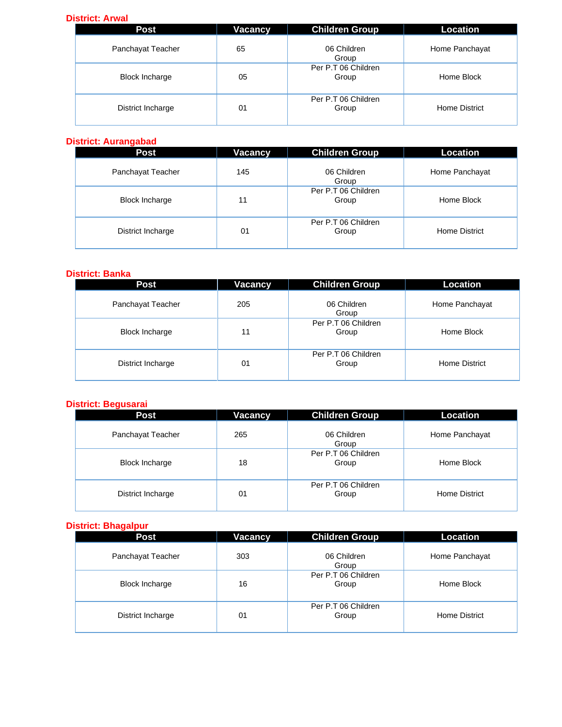### District: Arwal

| Post | Vacancy | Children Group | Location |
|---|---|---|---|
| Panchayat Teacher | 65 | 06 Children Group | Home Panchayat |
| Block Incharge | 05 | Per P.T 06 Children Group | Home Block |
| District Incharge | 01 | Per P.T 06 Children Group | Home District |

### District: Aurangabad

| Post | Vacancy | Children Group | Location |
|---|---|---|---|
| Panchayat Teacher | 145 | 06 Children Group | Home Panchayat |
| Block Incharge | 11 | Per P.T 06 Children Group | Home Block |
| District Incharge | 01 | Per P.T 06 Children Group | Home District |

### District: Banka

| Post | Vacancy | Children Group | Location |
|---|---|---|---|
| Panchayat Teacher | 205 | 06 Children Group | Home Panchayat |
| Block Incharge | 11 | Per P.T 06 Children Group | Home Block |
| District Incharge | 01 | Per P.T 06 Children Group | Home District |

### District: Begusarai

| Post | Vacancy | Children Group | Location |
|---|---|---|---|
| Panchayat Teacher | 265 | 06 Children Group | Home Panchayat |
| Block Incharge | 18 | Per P.T 06 Children Group | Home Block |
| District Incharge | 01 | Per P.T 06 Children Group | Home District |

### District: Bhagalpur

| Post | Vacancy | Children Group | Location |
|---|---|---|---|
| Panchayat Teacher | 303 | 06 Children Group | Home Panchayat |
| Block Incharge | 16 | Per P.T 06 Children Group | Home Block |
| District Incharge | 01 | Per P.T 06 Children Group | Home District |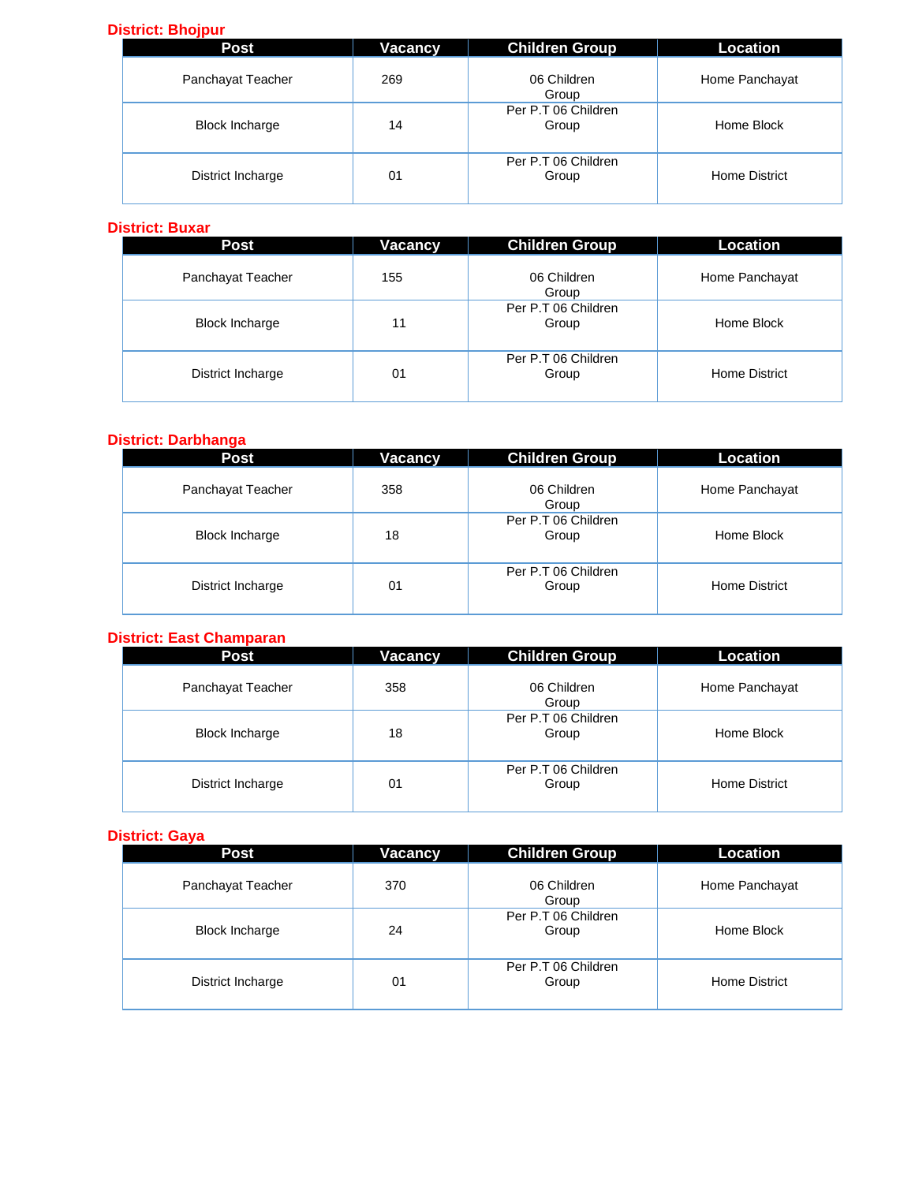**District: Bhojpur**

| Post | Vacancy | Children Group | Location |
|---|---|---|---|
| Panchayat Teacher | 269 | 06 Children Group | Home Panchayat |
| Block Incharge | 14 | Per P.T 06 Children Group | Home Block |
| District Incharge | 01 | Per P.T 06 Children Group | Home District |

**District: Buxar**

| Post | Vacancy | Children Group | Location |
|---|---|---|---|
| Panchayat Teacher | 155 | 06 Children Group | Home Panchayat |
| Block Incharge | 11 | Per P.T 06 Children Group | Home Block |
| District Incharge | 01 | Per P.T 06 Children Group | Home District |

**District: Darbhanga**

| Post | Vacancy | Children Group | Location |
|---|---|---|---|
| Panchayat Teacher | 358 | 06 Children Group | Home Panchayat |
| Block Incharge | 18 | Per P.T 06 Children Group | Home Block |
| District Incharge | 01 | Per P.T 06 Children Group | Home District |

**District: East Champaran**

| Post | Vacancy | Children Group | Location |
|---|---|---|---|
| Panchayat Teacher | 358 | 06 Children Group | Home Panchayat |
| Block Incharge | 18 | Per P.T 06 Children Group | Home Block |
| District Incharge | 01 | Per P.T 06 Children Group | Home District |

**District: Gaya**

| Post | Vacancy | Children Group | Location |
|---|---|---|---|
| Panchayat Teacher | 370 | 06 Children Group | Home Panchayat |
| Block Incharge | 24 | Per P.T 06 Children Group | Home Block |
| District Incharge | 01 | Per P.T 06 Children Group | Home District |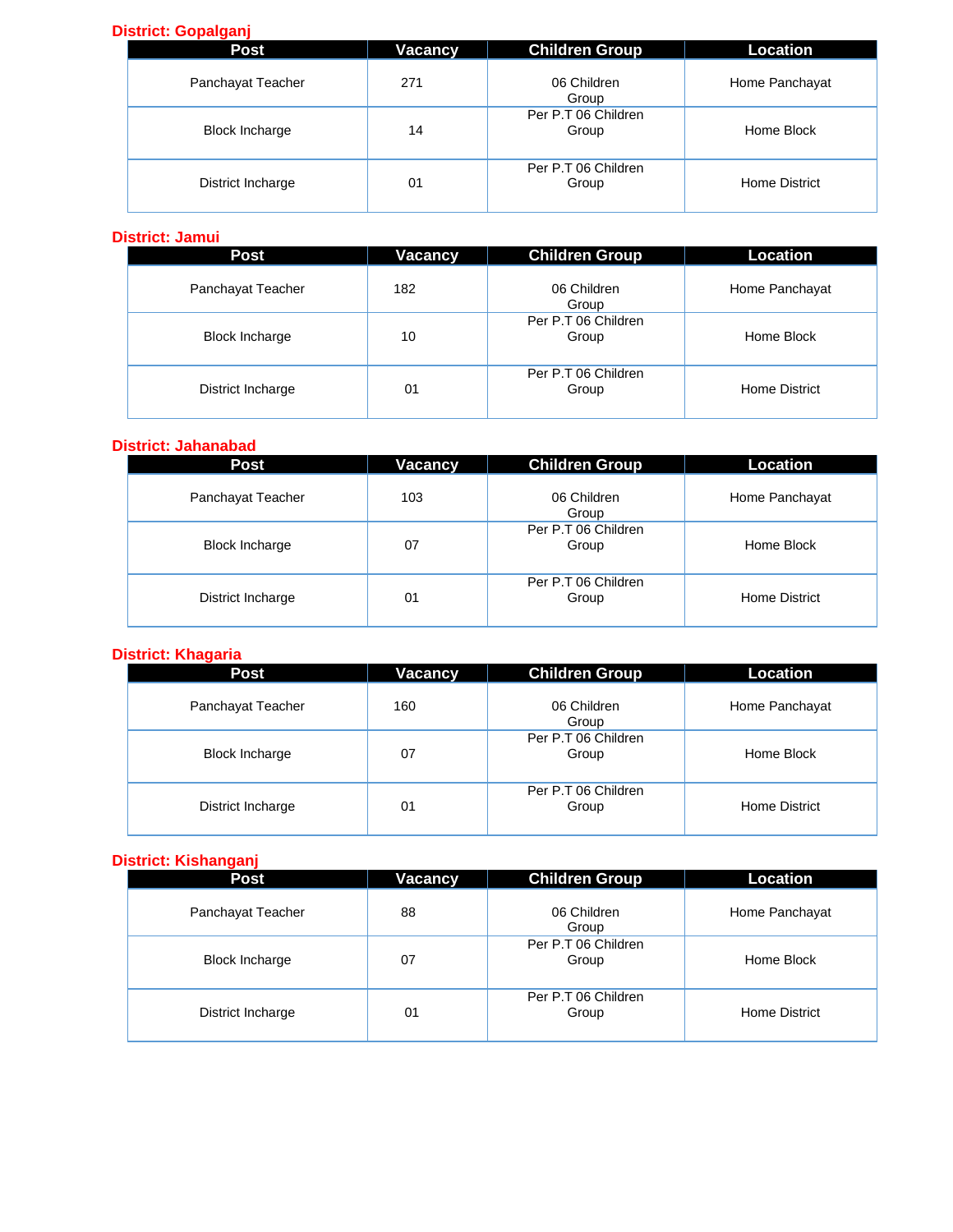**District: Gopalganj**

| Post | Vacancy | Children Group | Location |
|---|---|---|---|
| Panchayat Teacher | 271 | 06 Children Group | Home Panchayat |
| Block Incharge | 14 | Per P.T 06 Children Group | Home Block |
| District Incharge | 01 | Per P.T 06 Children Group | Home District |

**District: Jamui**

| Post | Vacancy | Children Group | Location |
|---|---|---|---|
| Panchayat Teacher | 182 | 06 Children Group | Home Panchayat |
| Block Incharge | 10 | Per P.T 06 Children Group | Home Block |
| District Incharge | 01 | Per P.T 06 Children Group | Home District |

**District: Jahanabad**

| Post | Vacancy | Children Group | Location |
|---|---|---|---|
| Panchayat Teacher | 103 | 06 Children Group | Home Panchayat |
| Block Incharge | 07 | Per P.T 06 Children Group | Home Block |
| District Incharge | 01 | Per P.T 06 Children Group | Home District |

**District: Khagaria**

| Post | Vacancy | Children Group | Location |
|---|---|---|---|
| Panchayat Teacher | 160 | 06 Children Group | Home Panchayat |
| Block Incharge | 07 | Per P.T 06 Children Group | Home Block |
| District Incharge | 01 | Per P.T 06 Children Group | Home District |

**District: Kishanganj**

| Post | Vacancy | Children Group | Location |
|---|---|---|---|
| Panchayat Teacher | 88 | 06 Children Group | Home Panchayat |
| Block Incharge | 07 | Per P.T 06 Children Group | Home Block |
| District Incharge | 01 | Per P.T 06 Children Group | Home District |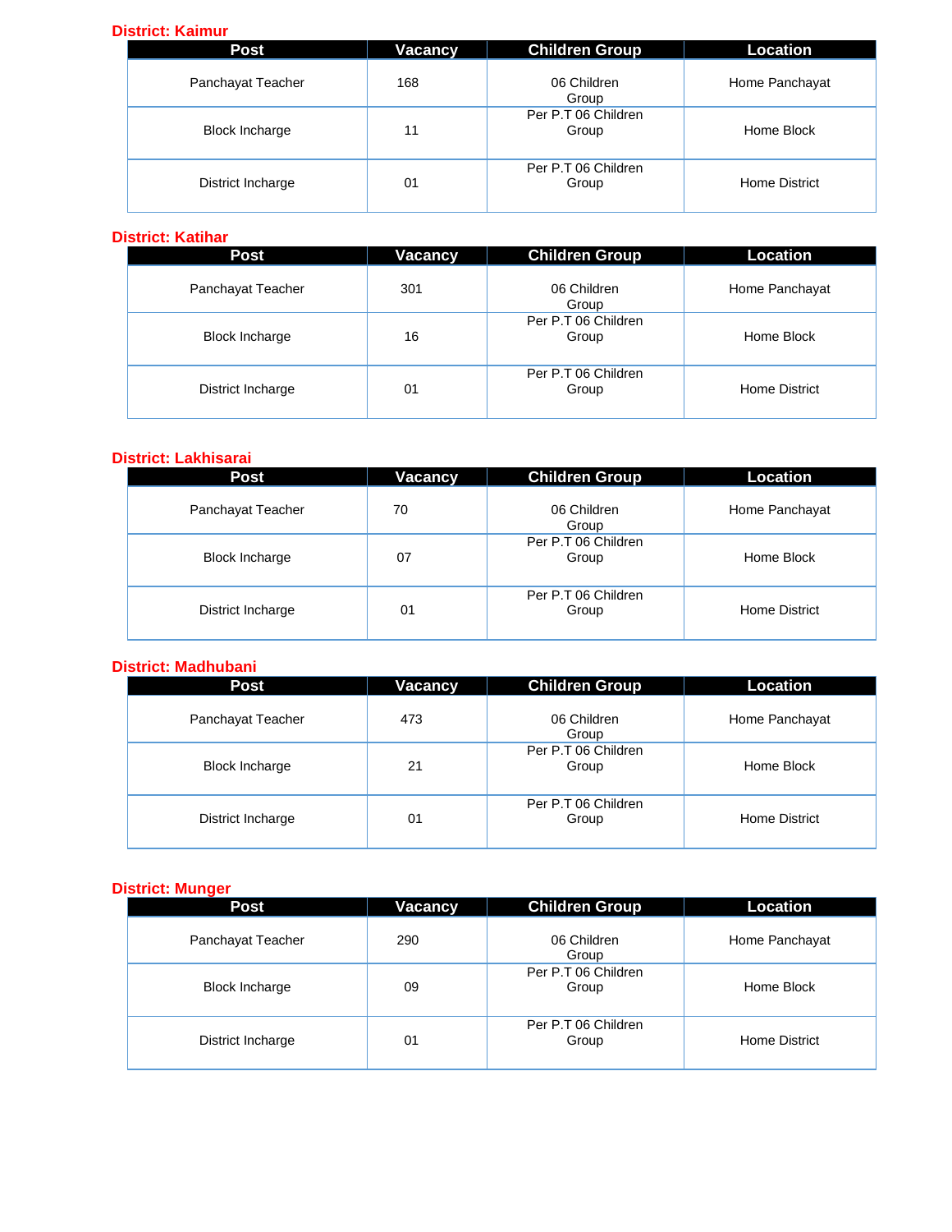**District: Kaimur**

| Post | Vacancy | Children Group | Location |
|---|---|---|---|
| Panchayat Teacher | 168 | 06 Children Group | Home Panchayat |
| Block Incharge | 11 | Per P.T 06 Children Group | Home Block |
| District Incharge | 01 | Per P.T 06 Children Group | Home District |

**District: Katihar**

| Post | Vacancy | Children Group | Location |
|---|---|---|---|
| Panchayat Teacher | 301 | 06 Children Group | Home Panchayat |
| Block Incharge | 16 | Per P.T 06 Children Group | Home Block |
| District Incharge | 01 | Per P.T 06 Children Group | Home District |

**District: Lakhisarai**

| Post | Vacancy | Children Group | Location |
|---|---|---|---|
| Panchayat Teacher | 70 | 06 Children Group | Home Panchayat |
| Block Incharge | 07 | Per P.T 06 Children Group | Home Block |
| District Incharge | 01 | Per P.T 06 Children Group | Home District |

**District: Madhubani**

| Post | Vacancy | Children Group | Location |
|---|---|---|---|
| Panchayat Teacher | 473 | 06 Children Group | Home Panchayat |
| Block Incharge | 21 | Per P.T 06 Children Group | Home Block |
| District Incharge | 01 | Per P.T 06 Children Group | Home District |

**District: Munger**

| Post | Vacancy | Children Group | Location |
|---|---|---|---|
| Panchayat Teacher | 290 | 06 Children Group | Home Panchayat |
| Block Incharge | 09 | Per P.T 06 Children Group | Home Block |
| District Incharge | 01 | Per P.T 06 Children Group | Home District |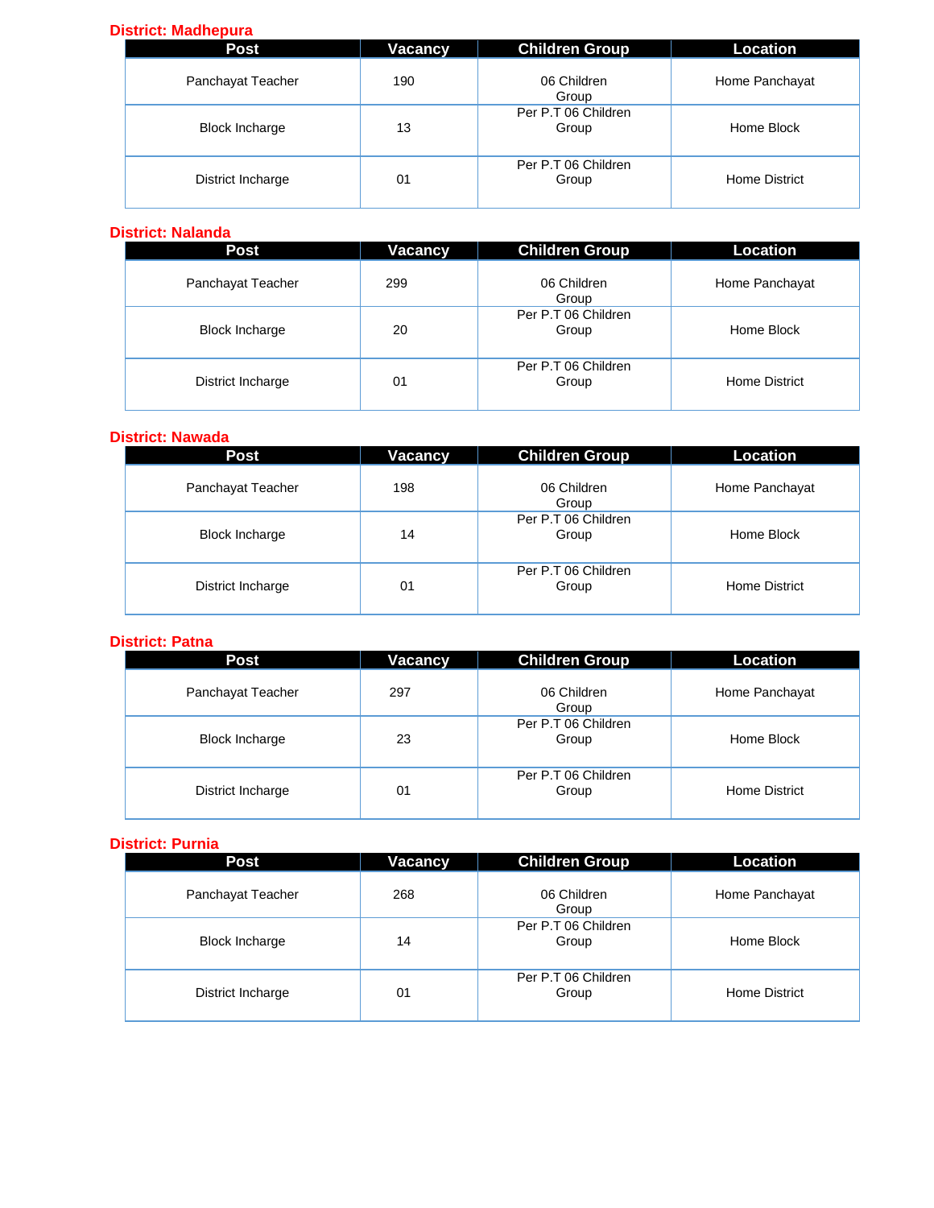**District: Madhepura**

| Post | Vacancy | Children Group | Location |
|---|---|---|---|
| Panchayat Teacher | 190 | 06 Children Group | Home Panchayat |
| Block Incharge | 13 | Per P.T 06 Children Group | Home Block |
| District Incharge | 01 | Per P.T 06 Children Group | Home District |

**District: Nalanda**

| Post | Vacancy | Children Group | Location |
|---|---|---|---|
| Panchayat Teacher | 299 | 06 Children Group | Home Panchayat |
| Block Incharge | 20 | Per P.T 06 Children Group | Home Block |
| District Incharge | 01 | Per P.T 06 Children Group | Home District |

**District: Nawada**

| Post | Vacancy | Children Group | Location |
|---|---|---|---|
| Panchayat Teacher | 198 | 06 Children Group | Home Panchayat |
| Block Incharge | 14 | Per P.T 06 Children Group | Home Block |
| District Incharge | 01 | Per P.T 06 Children Group | Home District |

**District: Patna**

| Post | Vacancy | Children Group | Location |
|---|---|---|---|
| Panchayat Teacher | 297 | 06 Children Group | Home Panchayat |
| Block Incharge | 23 | Per P.T 06 Children Group | Home Block |
| District Incharge | 01 | Per P.T 06 Children Group | Home District |

**District: Purnia**

| Post | Vacancy | Children Group | Location |
|---|---|---|---|
| Panchayat Teacher | 268 | 06 Children Group | Home Panchayat |
| Block Incharge | 14 | Per P.T 06 Children Group | Home Block |
| District Incharge | 01 | Per P.T 06 Children Group | Home District |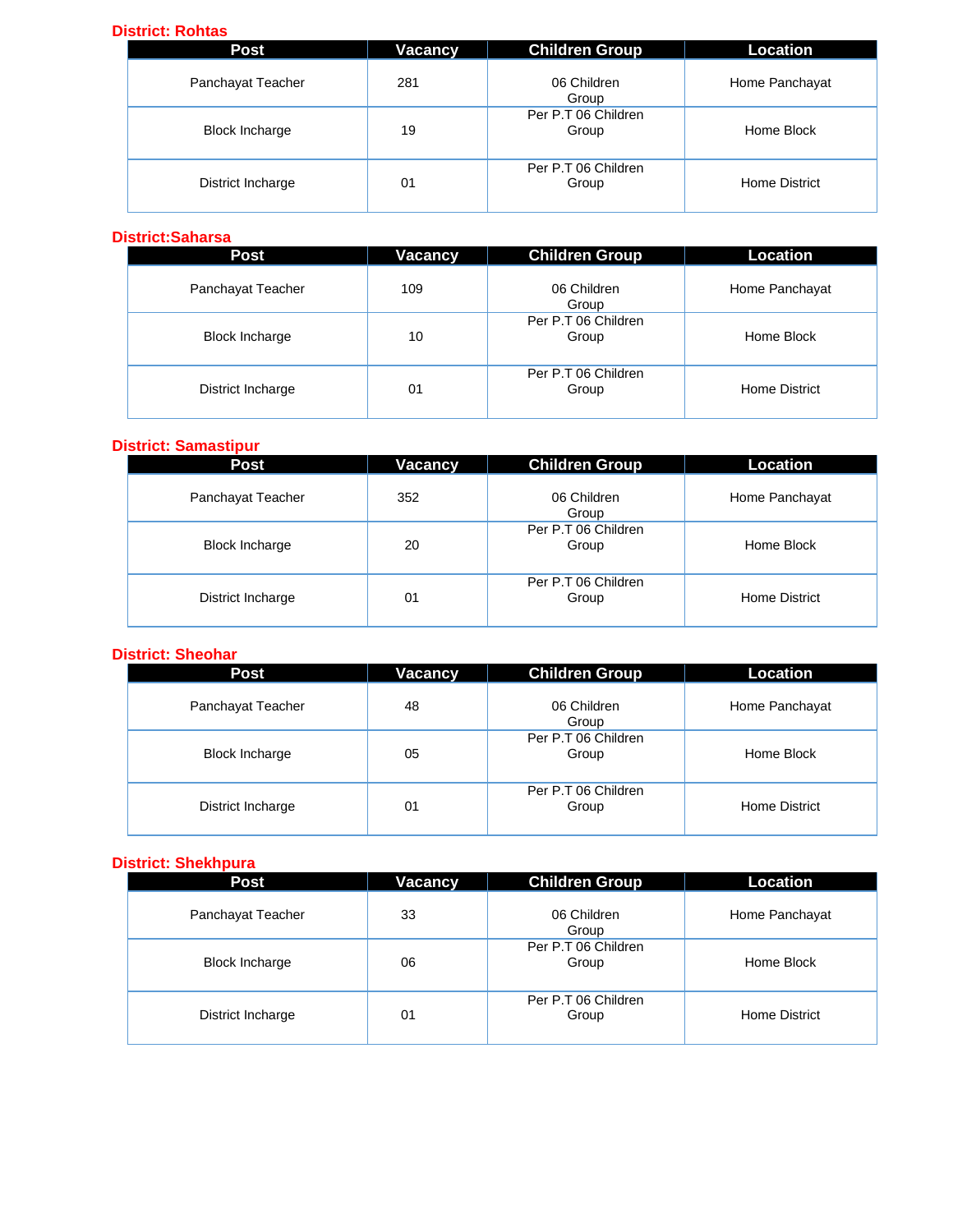**District: Rohtas**

| Post | Vacancy | Children Group | Location |
|---|---|---|---|
| Panchayat Teacher | 281 | 06 Children Group | Home Panchayat |
| Block Incharge | 19 | Per P.T 06 Children Group | Home Block |
| District Incharge | 01 | Per P.T 06 Children Group | Home District |

**District:Saharsa**

| Post | Vacancy | Children Group | Location |
|---|---|---|---|
| Panchayat Teacher | 109 | 06 Children Group | Home Panchayat |
| Block Incharge | 10 | Per P.T 06 Children Group | Home Block |
| District Incharge | 01 | Per P.T 06 Children Group | Home District |

**District: Samastipur**

| Post | Vacancy | Children Group | Location |
|---|---|---|---|
| Panchayat Teacher | 352 | 06 Children Group | Home Panchayat |
| Block Incharge | 20 | Per P.T 06 Children Group | Home Block |
| District Incharge | 01 | Per P.T 06 Children Group | Home District |

**District: Sheohar**

| Post | Vacancy | Children Group | Location |
|---|---|---|---|
| Panchayat Teacher | 48 | 06 Children Group | Home Panchayat |
| Block Incharge | 05 | Per P.T 06 Children Group | Home Block |
| District Incharge | 01 | Per P.T 06 Children Group | Home District |

**District: Shekhpura**

| Post | Vacancy | Children Group | Location |
|---|---|---|---|
| Panchayat Teacher | 33 | 06 Children Group | Home Panchayat |
| Block Incharge | 06 | Per P.T 06 Children Group | Home Block |
| District Incharge | 01 | Per P.T 06 Children Group | Home District |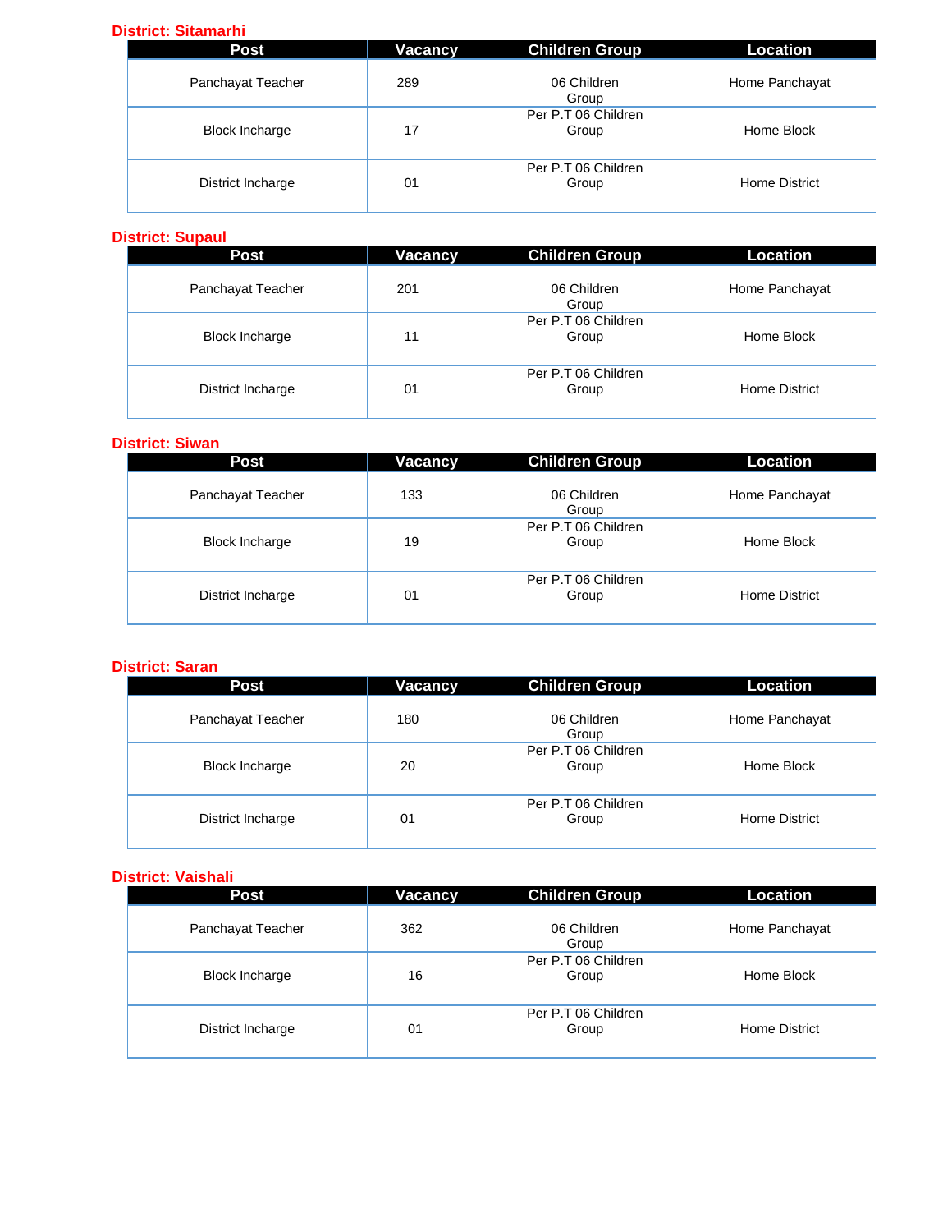**District: Sitamarhi**

| Post | Vacancy | Children Group | Location |
|---|---|---|---|
| Panchayat Teacher | 289 | 06 Children Group | Home Panchayat |
| Block Incharge | 17 | Per P.T 06 Children Group | Home Block |
| District Incharge | 01 | Per P.T 06 Children Group | Home District |

**District: Supaul**

| Post | Vacancy | Children Group | Location |
|---|---|---|---|
| Panchayat Teacher | 201 | 06 Children Group | Home Panchayat |
| Block Incharge | 11 | Per P.T 06 Children Group | Home Block |
| District Incharge | 01 | Per P.T 06 Children Group | Home District |

**District: Siwan**

| Post | Vacancy | Children Group | Location |
|---|---|---|---|
| Panchayat Teacher | 133 | 06 Children Group | Home Panchayat |
| Block Incharge | 19 | Per P.T 06 Children Group | Home Block |
| District Incharge | 01 | Per P.T 06 Children Group | Home District |

**District: Saran**

| Post | Vacancy | Children Group | Location |
|---|---|---|---|
| Panchayat Teacher | 180 | 06 Children Group | Home Panchayat |
| Block Incharge | 20 | Per P.T 06 Children Group | Home Block |
| District Incharge | 01 | Per P.T 06 Children Group | Home District |

**District: Vaishali**

| Post | Vacancy | Children Group | Location |
|---|---|---|---|
| Panchayat Teacher | 362 | 06 Children Group | Home Panchayat |
| Block Incharge | 16 | Per P.T 06 Children Group | Home Block |
| District Incharge | 01 | Per P.T 06 Children Group | Home District |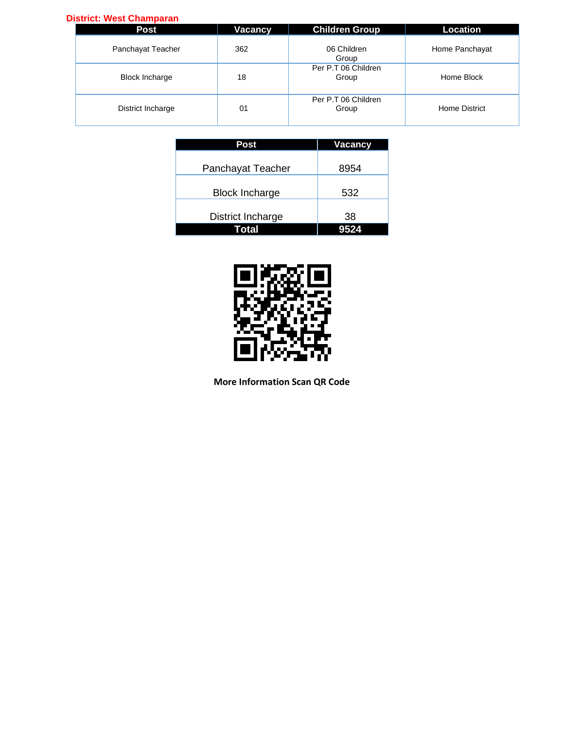**District: West Champaran**

| Post | Vacancy | Children Group | Location |
|---|---|---|---|
| Panchayat Teacher | 362 | 06 Children Group | Home Panchayat |
| Block Incharge | 18 | Per P.T 06 Children Group | Home Block |
| District Incharge | 01 | Per P.T 06 Children Group | Home District |

| Post | Vacancy |
|---|---|
| Panchayat Teacher | 8954 |
| Block Incharge | 532 |
| District Incharge | 38 |
| **Total** | **9524** |

**More Information Scan QR Code**